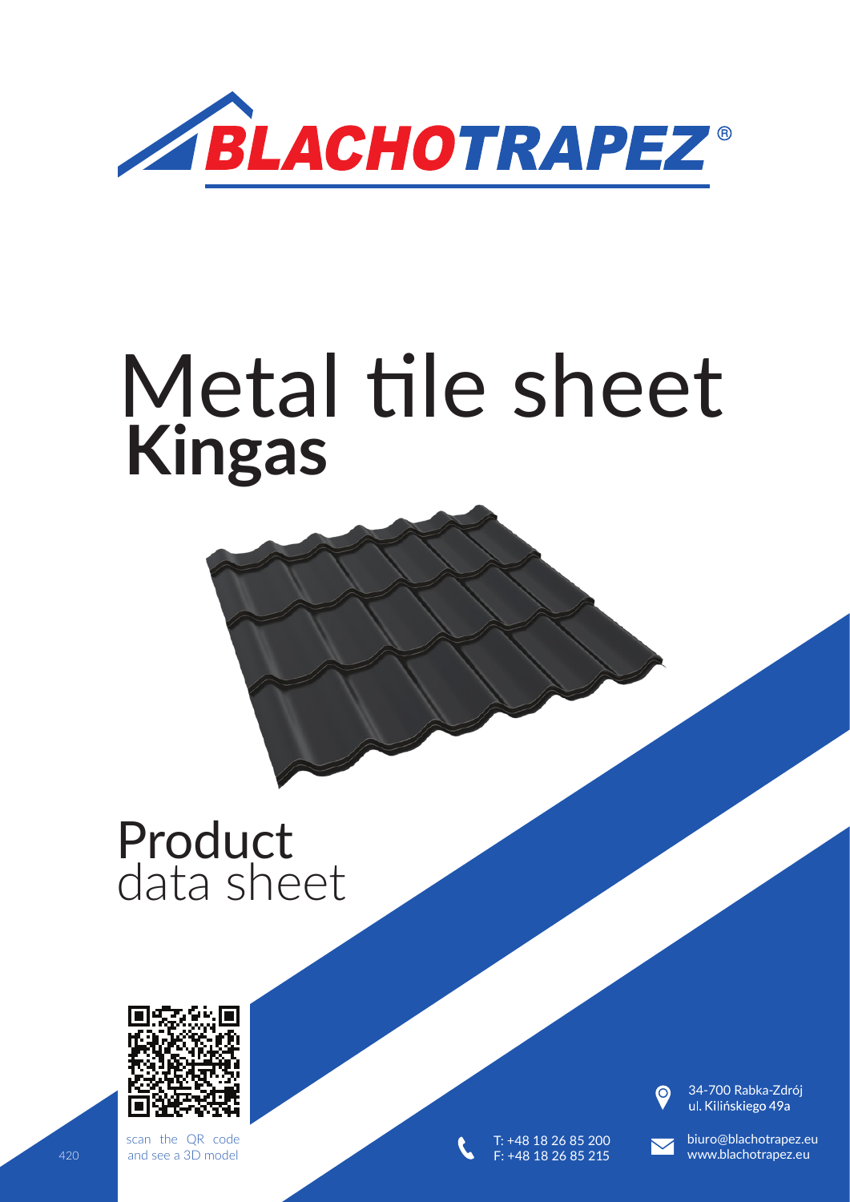BLACHOTRAPEZ®

# Metal tile sheet **Kingas**

## Product data sheet

scan the QR code and see a 3D model

T: +48 18 26 85 200
F: +48 18 26 85 215

34-700 Rabka-Zdrój
ul. Kilińskiego 49a

biuro@blachotrapez.eu
www.blachotrapez.eu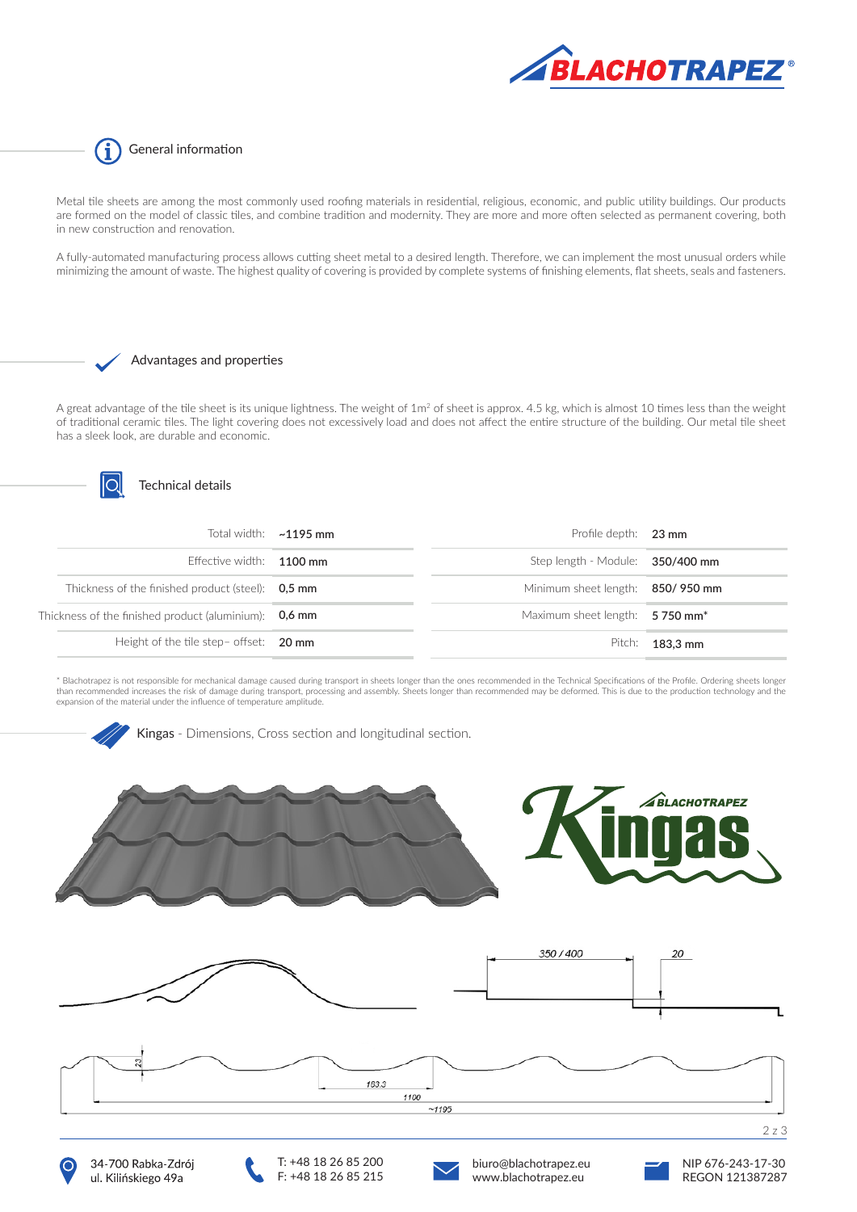## General information

Metal tile sheets are among the most commonly used roofing materials in residential, religious, economic, and public utility buildings. Our products are formed on the model of classic tiles, and combine tradition and modernity. They are more and more often selected as permanent covering, both in new construction and renovation.

A fully-automated manufacturing process allows cutting sheet metal to a desired length. Therefore, we can implement the most unusual orders while minimizing the amount of waste. The highest quality of covering is provided by complete systems of finishing elements, flat sheets, seals and fasteners.

## Advantages and properties

A great advantage of the tile sheet is its unique lightness. The weight of 1m² of sheet is approx. 4.5 kg, which is almost 10 times less than the weight of traditional ceramic tiles. The light covering does not excessively load and does not affect the entire structure of the building. Our metal tile sheet has a sleek look, are durable and economic.

## Technical details

| | | | |
|---|---|---|---|
| Total width: | **~1195 mm** | Profile depth: | **23 mm** |
| Effective width: | **1100 mm** | Step length - Module: | **350/400 mm** |
| Thickness of the finished product (steel): | **0,5 mm** | Minimum sheet length: | **850/ 950 mm** |
| Thickness of the finished product (aluminium): | **0,6 mm** | Maximum sheet length: | **5 750 mm*** |
| Height of the tile step– offset: | **20 mm** | Pitch: | **183,3 mm** |

* Blachotrapez is not responsible for mechanical damage caused during transport in sheets longer than the ones recommended in the Technical Specifications of the Profile. Ordering sheets longer than recommended increases the risk of damage during transport, processing and assembly. Sheets longer than recommended may be deformed. This is due to the production technology and the expansion of the material under the influence of temperature amplitude.

## Kingas - Dimensions, Cross section and longitudinal section.

34-700 Rabka-Zdrój
ul. Kilińskiego 49a

T: +48 18 26 85 200
F: +48 18 26 85 215

biuro@blachotrapez.eu
www.blachotrapez.eu

NIP 676-243-17-30
REGON 121387287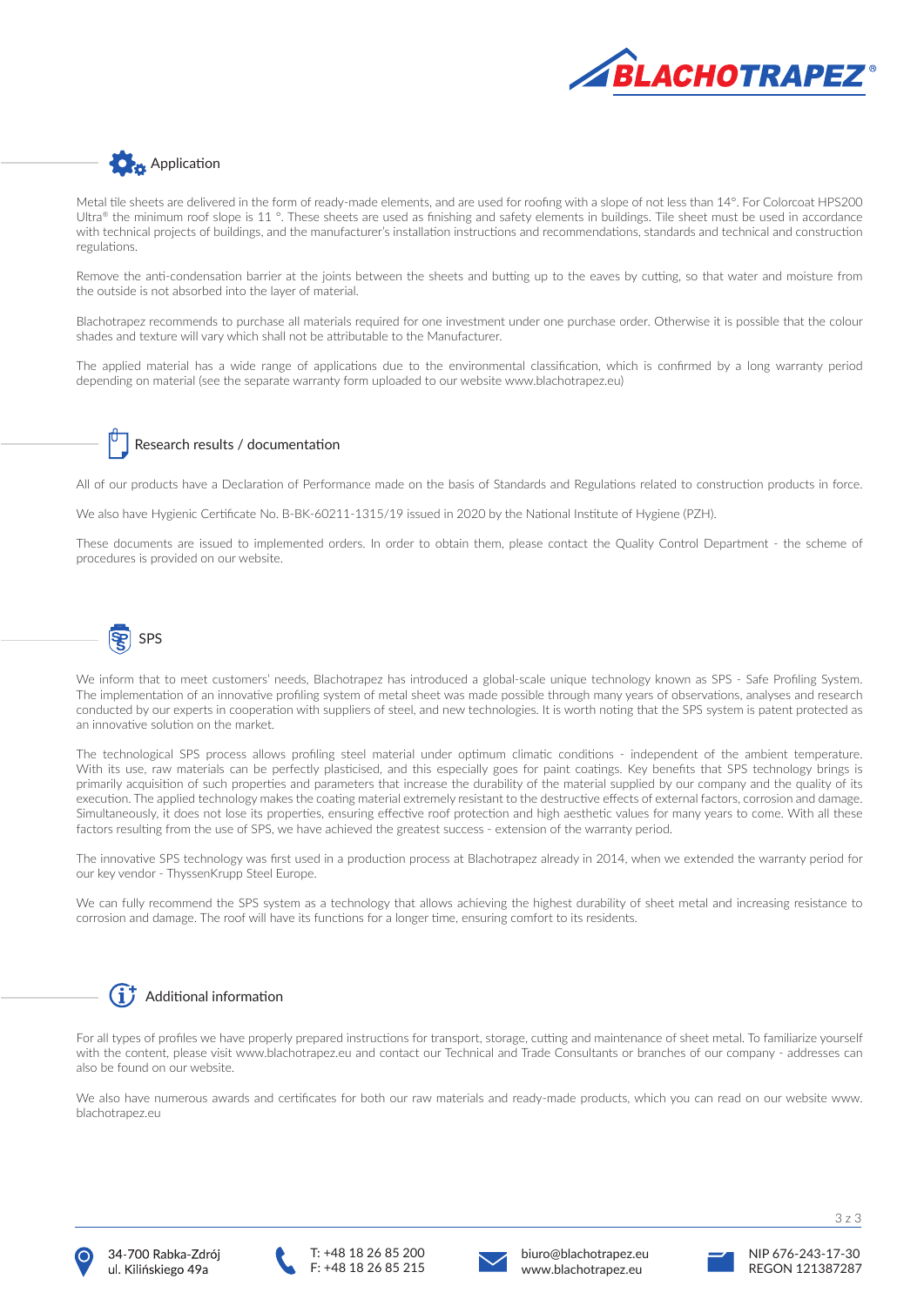## Application

Metal tile sheets are delivered in the form of ready-made elements, and are used for roofing with a slope of not less than 14°. For Colorcoat HPS200 Ultra® the minimum roof slope is 11 °. These sheets are used as finishing and safety elements in buildings. Tile sheet must be used in accordance with technical projects of buildings, and the manufacturer's installation instructions and recommendations, standards and technical and construction regulations.

Remove the anti-condensation barrier at the joints between the sheets and butting up to the eaves by cutting, so that water and moisture from the outside is not absorbed into the layer of material.

Blachotrapez recommends to purchase all materials required for one investment under one purchase order. Otherwise it is possible that the colour shades and texture will vary which shall not be attributable to the Manufacturer.

The applied material has a wide range of applications due to the environmental classification, which is confirmed by a long warranty period depending on material (see the separate warranty form uploaded to our website www.blachotrapez.eu)

## Research results / documentation

All of our products have a Declaration of Performance made on the basis of Standards and Regulations related to construction products in force.

We also have Hygienic Certificate No. B-BK-60211-1315/19 issued in 2020 by the National Institute of Hygiene (PZH).

These documents are issued to implemented orders. In order to obtain them, please contact the Quality Control Department - the scheme of procedures is provided on our website.

## SPS

We inform that to meet customers' needs, Blachotrapez has introduced a global-scale unique technology known as SPS - Safe Profiling System. The implementation of an innovative profiling system of metal sheet was made possible through many years of observations, analyses and research conducted by our experts in cooperation with suppliers of steel, and new technologies. It is worth noting that the SPS system is patent protected as an innovative solution on the market.

The technological SPS process allows profiling steel material under optimum climatic conditions - independent of the ambient temperature. With its use, raw materials can be perfectly plasticised, and this especially goes for paint coatings. Key benefits that SPS technology brings is primarily acquisition of such properties and parameters that increase the durability of the material supplied by our company and the quality of its execution. The applied technology makes the coating material extremely resistant to the destructive effects of external factors, corrosion and damage. Simultaneously, it does not lose its properties, ensuring effective roof protection and high aesthetic values for many years to come. With all these factors resulting from the use of SPS, we have achieved the greatest success - extension of the warranty period.

The innovative SPS technology was first used in a production process at Blachotrapez already in 2014, when we extended the warranty period for our key vendor - ThyssenKrupp Steel Europe.

We can fully recommend the SPS system as a technology that allows achieving the highest durability of sheet metal and increasing resistance to corrosion and damage. The roof will have its functions for a longer time, ensuring comfort to its residents.

## Additional information

For all types of profiles we have properly prepared instructions for transport, storage, cutting and maintenance of sheet metal. To familiarize yourself with the content, please visit www.blachotrapez.eu and contact our Technical and Trade Consultants or branches of our company - addresses can also be found on our website.

We also have numerous awards and certificates for both our raw materials and ready-made products, which you can read on our website www.blachotrapez.eu